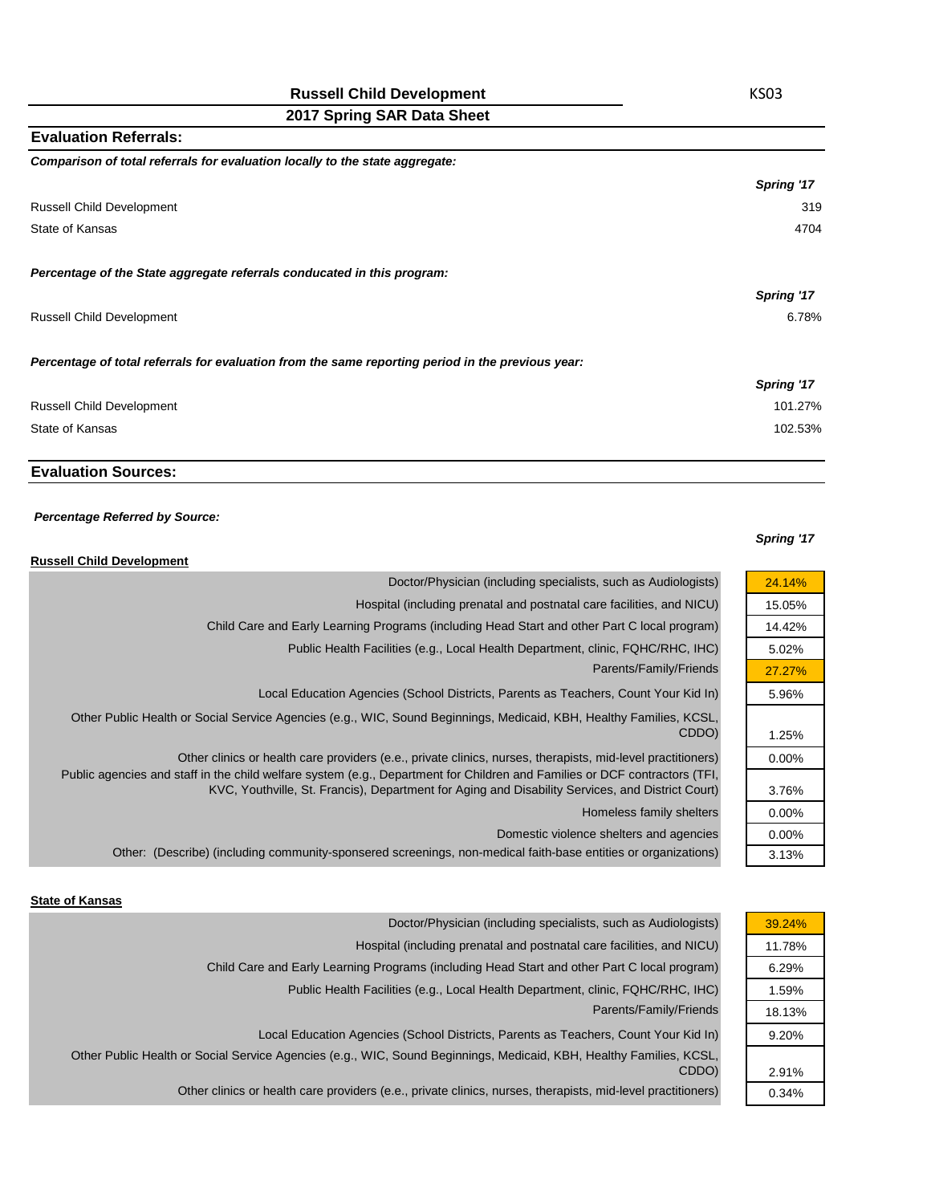# Russell Child Development

KS03

## 2017 Spring SAR Data Sheet

## Evaluation Referrals:

***Comparison of total referrals for evaluation locally to the state aggregate:***

| | *Spring '17* |
|---|---|
| Russell Child Development | 319 |
| State of Kansas | 4704 |

***Percentage of the State aggregate referrals conducated in this program:***

| | *Spring '17* |
|---|---|
| Russell Child Development | 6.78% |

***Percentage of total referrals for evaluation from the same reporting period in the previous year:***

| | *Spring '17* |
|---|---|
| Russell Child Development | 101.27% |
| State of Kansas | 102.53% |

## Evaluation Sources:

***Percentage Referred by Source:***

**Russell Child Development**

| | *Spring '17* |
|---|---|
| Doctor/Physician (including specialists, such as Audiologists) | 24.14% |
| Hospital (including prenatal and postnatal care facilities, and NICU) | 15.05% |
| Child Care and Early Learning Programs (including Head Start and other Part C local program) | 14.42% |
| Public Health Facilities (e.g., Local Health Department, clinic, FQHC/RHC, IHC) | 5.02% |
| Parents/Family/Friends | 27.27% |
| Local Education Agencies (School Districts, Parents as Teachers, Count Your Kid In) | 5.96% |
| Other Public Health or Social Service Agencies (e.g., WIC, Sound Beginnings, Medicaid, KBH, Healthy Families, KCSL, CDDO) | 1.25% |
| Other clinics or health care providers (e.g., private clinics, nurses, therapists, mid-level practitioners) | 0.00% |
| Public agencies and staff in the child welfare system (e.g., Department for Children and Families or DCF contractors (TFI, KVC, Youthville, St. Francis), Department for Aging and Disability Services, and District Court) | 3.76% |
| Homeless family shelters | 0.00% |
| Domestic violence shelters and agencies | 0.00% |
| Other: (Describe) (including community-sponsered screenings, non-medical faith-base entities or organizations) | 3.13% |

**State of Kansas**

| | *Spring '17* |
|---|---|
| Doctor/Physician (including specialists, such as Audiologists) | 39.24% |
| Hospital (including prenatal and postnatal care facilities, and NICU) | 11.78% |
| Child Care and Early Learning Programs (including Head Start and other Part C local program) | 6.29% |
| Public Health Facilities (e.g., Local Health Department, clinic, FQHC/RHC, IHC) | 1.59% |
| Parents/Family/Friends | 18.13% |
| Local Education Agencies (School Districts, Parents as Teachers, Count Your Kid In) | 9.20% |
| Other Public Health or Social Service Agencies (e.g., WIC, Sound Beginnings, Medicaid, KBH, Healthy Families, KCSL, CDDO) | 2.91% |
| Other clinics or health care providers (e.g., private clinics, nurses, therapists, mid-level practitioners) | 0.34% |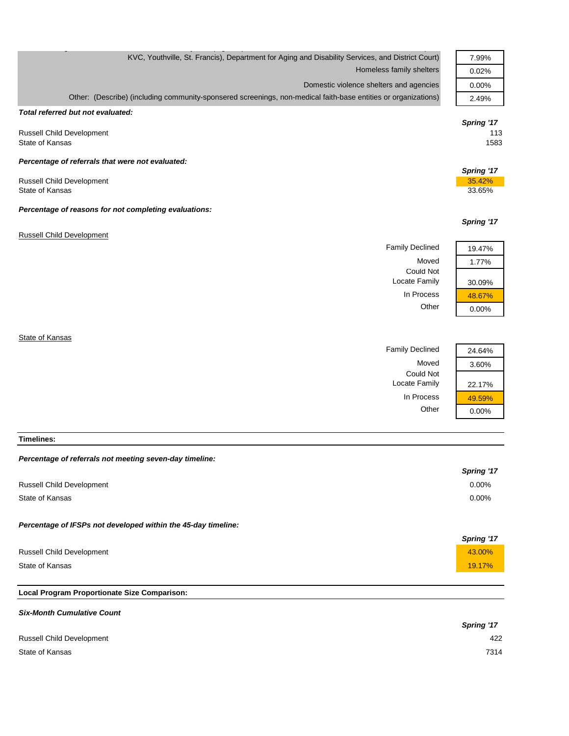| | |
|---|---|
| KVC, Youthville, St. Francis), Department for Aging and Disability Services, and District Court) | 7.99% |
| Homeless family shelters | 0.02% |
| Domestic violence shelters and agencies | 0.00% |
| Other: (Describe) (including community-sponsered screenings, non-medical faith-base entities or organizations) | 2.49% |

***Total referred but not evaluated:***

| | *Spring '17* |
|---|---|
| Russell Child Development | 113 |
| State of Kansas | 1583 |

***Percentage of referrals that were not evaluated:***

| | *Spring '17* |
|---|---|
| Russell Child Development | 35.42% |
| State of Kansas | 33.65% |

***Percentage of reasons for not completing evaluations:***

Russell Child Development

| | *Spring '17* |
|---|---|
| Family Declined | 19.47% |
| Moved | 1.77% |
| Could Not Locate Family | 30.09% |
| In Process | 48.67% |
| Other | 0.00% |

State of Kansas

| | *Spring '17* |
|---|---|
| Family Declined | 24.64% |
| Moved | 3.60% |
| Could Not Locate Family | 22.17% |
| In Process | 49.59% |
| Other | 0.00% |

**Timelines:**

***Percentage of referrals not meeting seven-day timeline:***

| | *Spring '17* |
|---|---|
| Russell Child Development | 0.00% |
| State of Kansas | 0.00% |

***Percentage of IFSPs not developed within the 45-day timeline:***

| | *Spring '17* |
|---|---|
| Russell Child Development | 43.00% |
| State of Kansas | 19.17% |

**Local Program Proportionate Size Comparison:**

***Six-Month Cumulative Count***

| | *Spring '17* |
|---|---|
| Russell Child Development | 422 |
| State of Kansas | 7314 |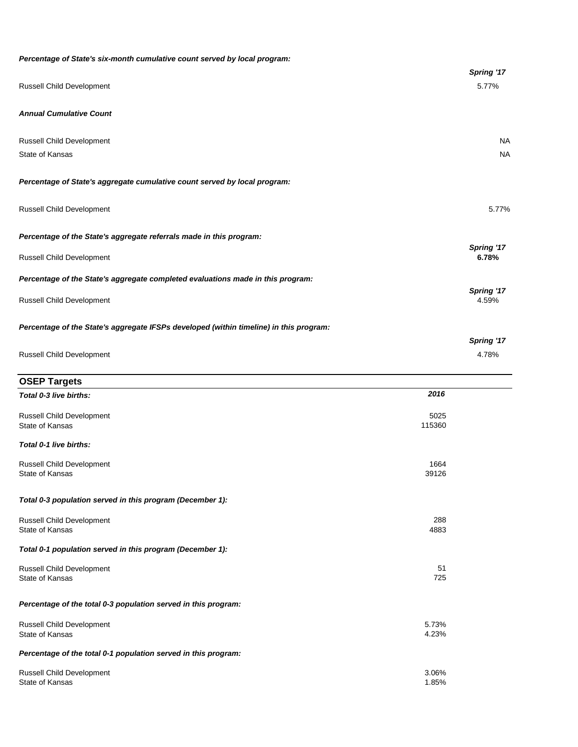***Percentage of State's six-month cumulative count served by local program:***

| | Spring '17 |
|---|---|
| Russell Child Development | 5.77% |

***Annual Cumulative Count***

| | |
|---|---|
| Russell Child Development | NA |
| State of Kansas | NA |

***Percentage of State's aggregate cumulative count served by local program:***

| | |
|---|---|
| Russell Child Development | 5.77% |

***Percentage of the State's aggregate referrals made in this program:***

| | Spring '17 |
|---|---|
| Russell Child Development | **6.78%** |

***Percentage of the State's aggregate completed evaluations made in this program:***

| | Spring '17 |
|---|---|
| Russell Child Development | 4.59% |

***Percentage of the State's aggregate IFSPs developed (within timeline) in this program:***

| | Spring '17 |
|---|---|
| Russell Child Development | 4.78% |

## OSEP Targets

| | 2016 |
|---|---|
| ***Total 0-3 live births:*** | |
| Russell Child Development | 5025 |
| State of Kansas | 115360 |
| ***Total 0-1 live births:*** | |
| Russell Child Development | 1664 |
| State of Kansas | 39126 |
| ***Total 0-3 population served in this program (December 1):*** | |
| Russell Child Development | 288 |
| State of Kansas | 4883 |
| ***Total 0-1 population served in this program (December 1):*** | |
| Russell Child Development | 51 |
| State of Kansas | 725 |
| ***Percentage of the total 0-3 population served in this program:*** | |
| Russell Child Development | 5.73% |
| State of Kansas | 4.23% |
| ***Percentage of the total 0-1 population served in this program:*** | |
| Russell Child Development | 3.06% |
| State of Kansas | 1.85% |